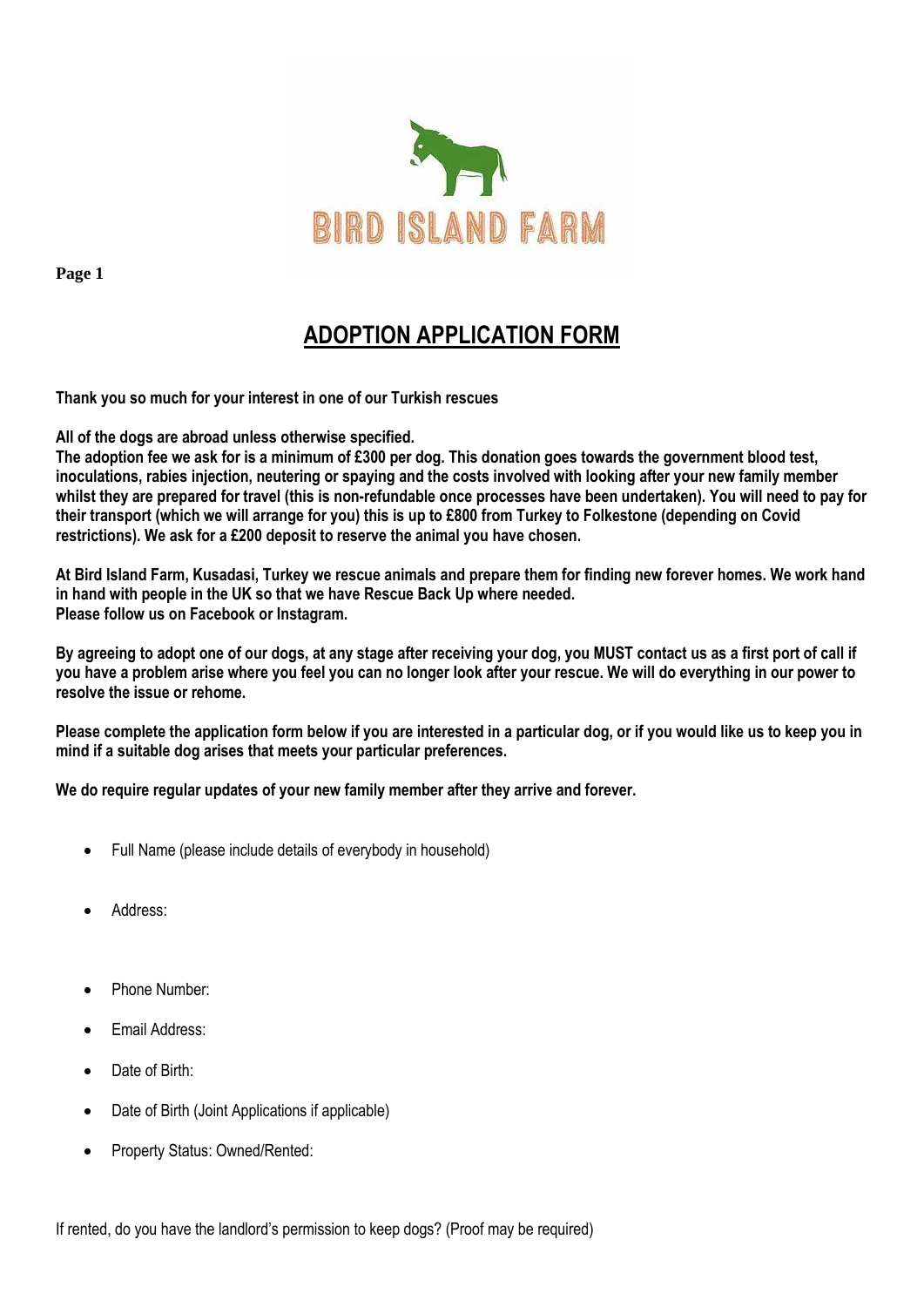BIRD ISLAND FARM

# ADOPTION APPLICATION FORM

**Thank you so much for your interest in one of our Turkish rescues**

**All of the dogs are abroad unless otherwise specified.**
**The adoption fee we ask for is a minimum of £300 per dog. This donation goes towards the government blood test, inoculations, rabies injection, neutering or spaying and the costs involved with looking after your new family member whilst they are prepared for travel (this is non-refundable once processes have been undertaken). You will need to pay for their transport (which we will arrange for you) this is up to £800 from Turkey to Folkestone (depending on Covid restrictions). We ask for a £200 deposit to reserve the animal you have chosen.**

**At Bird Island Farm, Kusadasi, Turkey we rescue animals and prepare them for finding new forever homes. We work hand in hand with people in the UK so that we have Rescue Back Up where needed.**
**Please follow us on Facebook or Instagram.**

**By agreeing to adopt one of our dogs, at any stage after receiving your dog, you MUST contact us as a first port of call if you have a problem arise where you feel you can no longer look after your rescue. We will do everything in our power to resolve the issue or rehome.**

**Please complete the application form below if you are interested in a particular dog, or if you would like us to keep you in mind if a suitable dog arises that meets your particular preferences.**

**We do require regular updates of your new family member after they arrive and forever.**

- Full Name (please include details of everybody in household)
- Address:
- Phone Number:
- Email Address:
- Date of Birth:
- Date of Birth (Joint Applications if applicable)
- Property Status: Owned/Rented:

If rented, do you have the landlord's permission to keep dogs? (Proof may be required)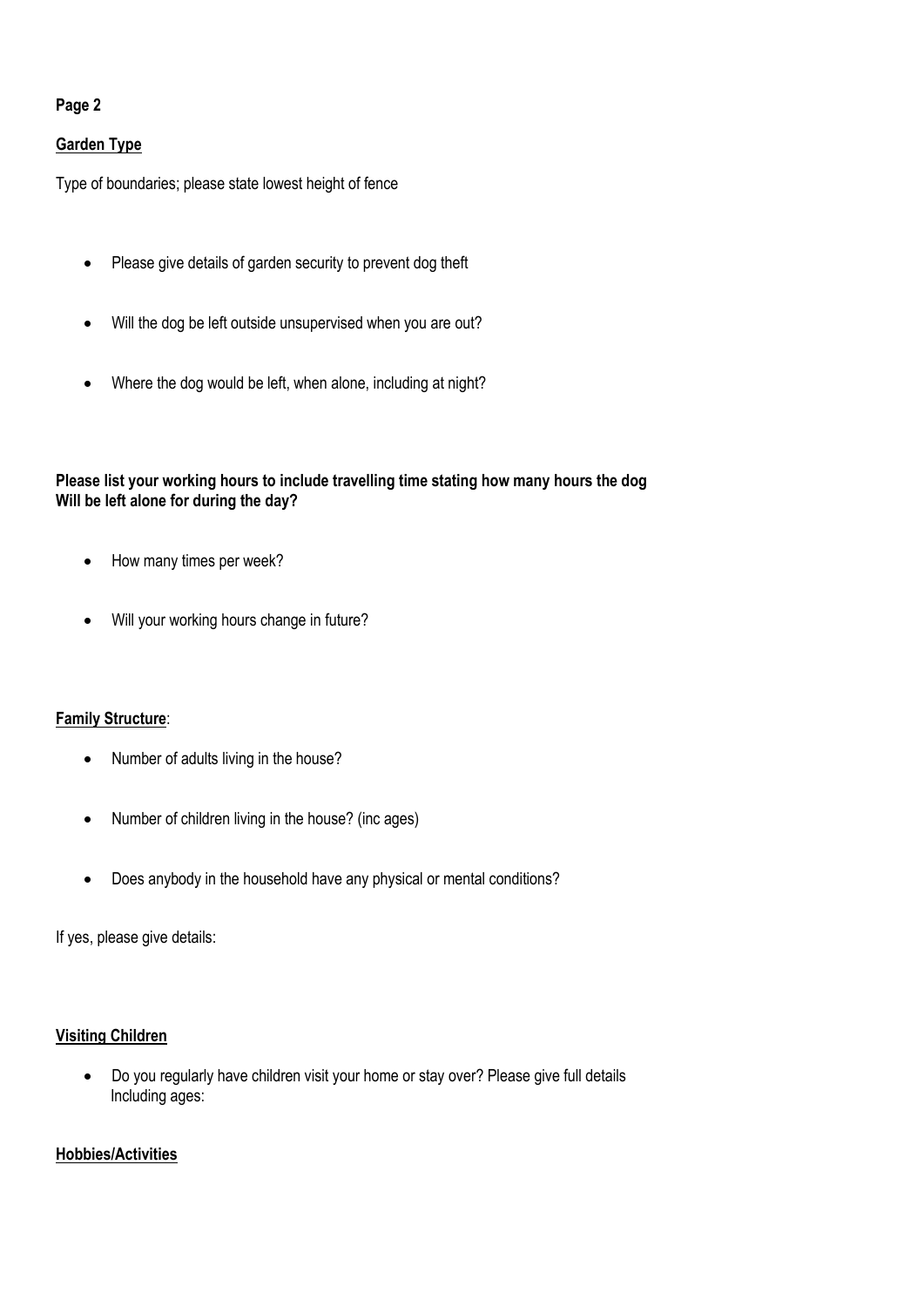**Page 2**

**Garden Type**

Type of boundaries; please state lowest height of fence

- Please give details of garden security to prevent dog theft
- Will the dog be left outside unsupervised when you are out?
- Where the dog would be left, when alone, including at night?

**Please list your working hours to include travelling time stating how many hours the dog Will be left alone for during the day?**

- How many times per week?
- Will your working hours change in future?

**Family Structure**:

- Number of adults living in the house?
- Number of children living in the house? (inc ages)
- Does anybody in the household have any physical or mental conditions?

If yes, please give details:

**Visiting Children**

- Do you regularly have children visit your home or stay over? Please give full details Including ages:

**Hobbies/Activities**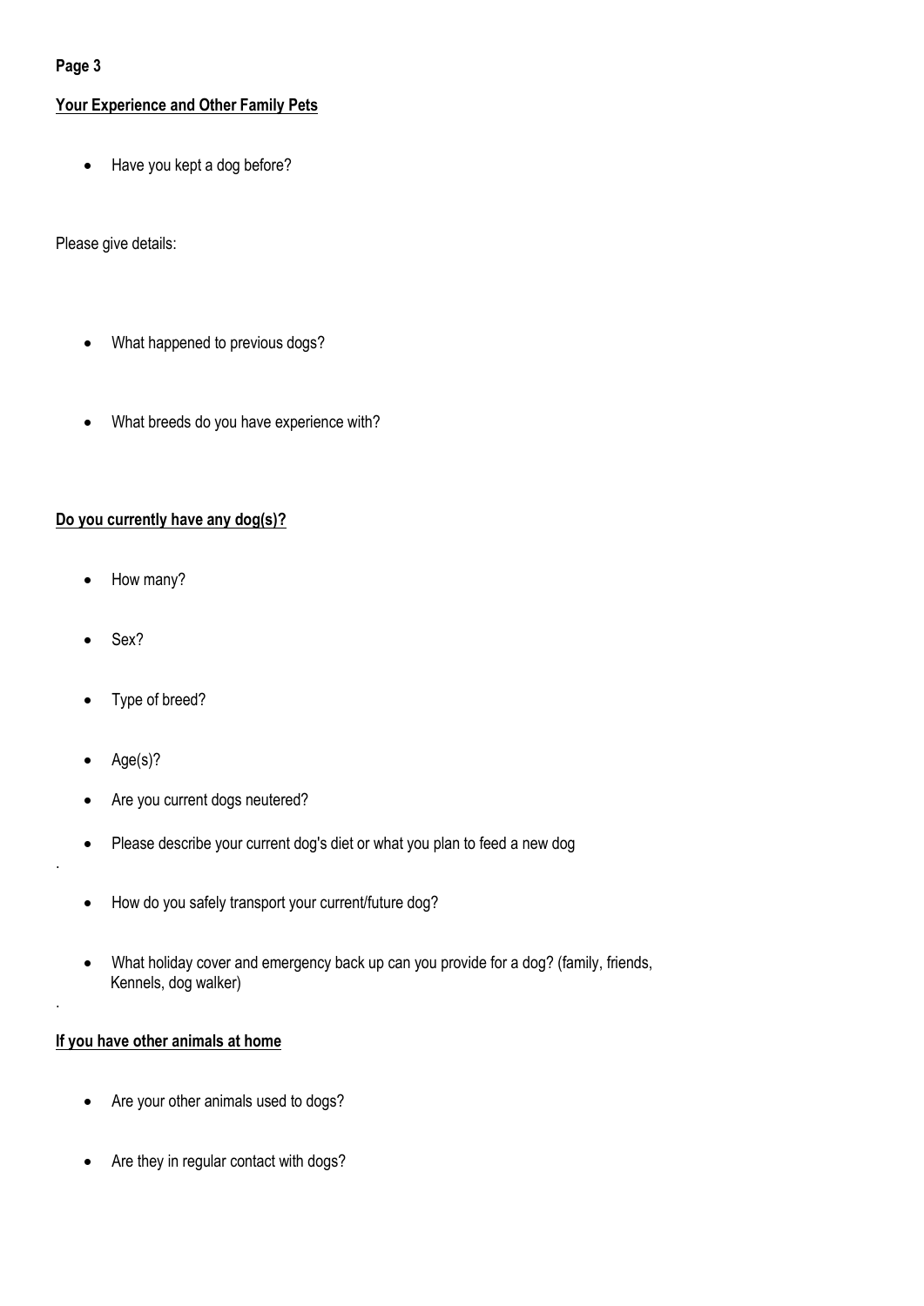**Page 3**

**Your Experience and Other Family Pets**

- Have you kept a dog before?

Please give details:

- What happened to previous dogs?
- What breeds do you have experience with?

**Do you currently have any dog(s)?**

- How many?
- Sex?
- Type of breed?
- Age(s)?
- Are you current dogs neutered?
- Please describe your current dog's diet or what you plan to feed a new dog

.

- How do you safely transport your current/future dog?
- What holiday cover and emergency back up can you provide for a dog? (family, friends, Kennels, dog walker)

.

**If you have other animals at home**

- Are your other animals used to dogs?
- Are they in regular contact with dogs?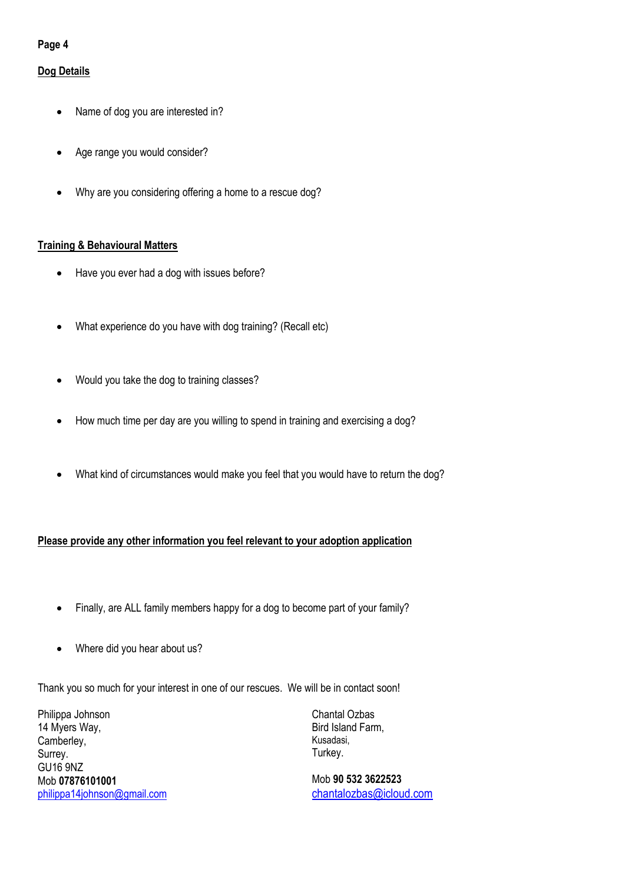## Dog Details

- Name of dog you are interested in?
- Age range you would consider?
- Why are you considering offering a home to a rescue dog?

## Training & Behavioural Matters

- Have you ever had a dog with issues before?
- What experience do you have with dog training? (Recall etc)
- Would you take the dog to training classes?
- How much time per day are you willing to spend in training and exercising a dog?
- What kind of circumstances would make you feel that you would have to return the dog?

## Please provide any other information you feel relevant to your adoption application

- Finally, are ALL family members happy for a dog to become part of your family?
- Where did you hear about us?

Thank you so much for your interest in one of our rescues. We will be in contact soon!

Philippa Johnson
14 Myers Way,
Camberley,
Surrey.
GU16 9NZ
Mob **07876101001**
philippa14johnson@gmail.com

Chantal Ozbas
Bird Island Farm,
Kusadasi,
Turkey.

Mob **90 532 3622523**
chantalozbas@icloud.com